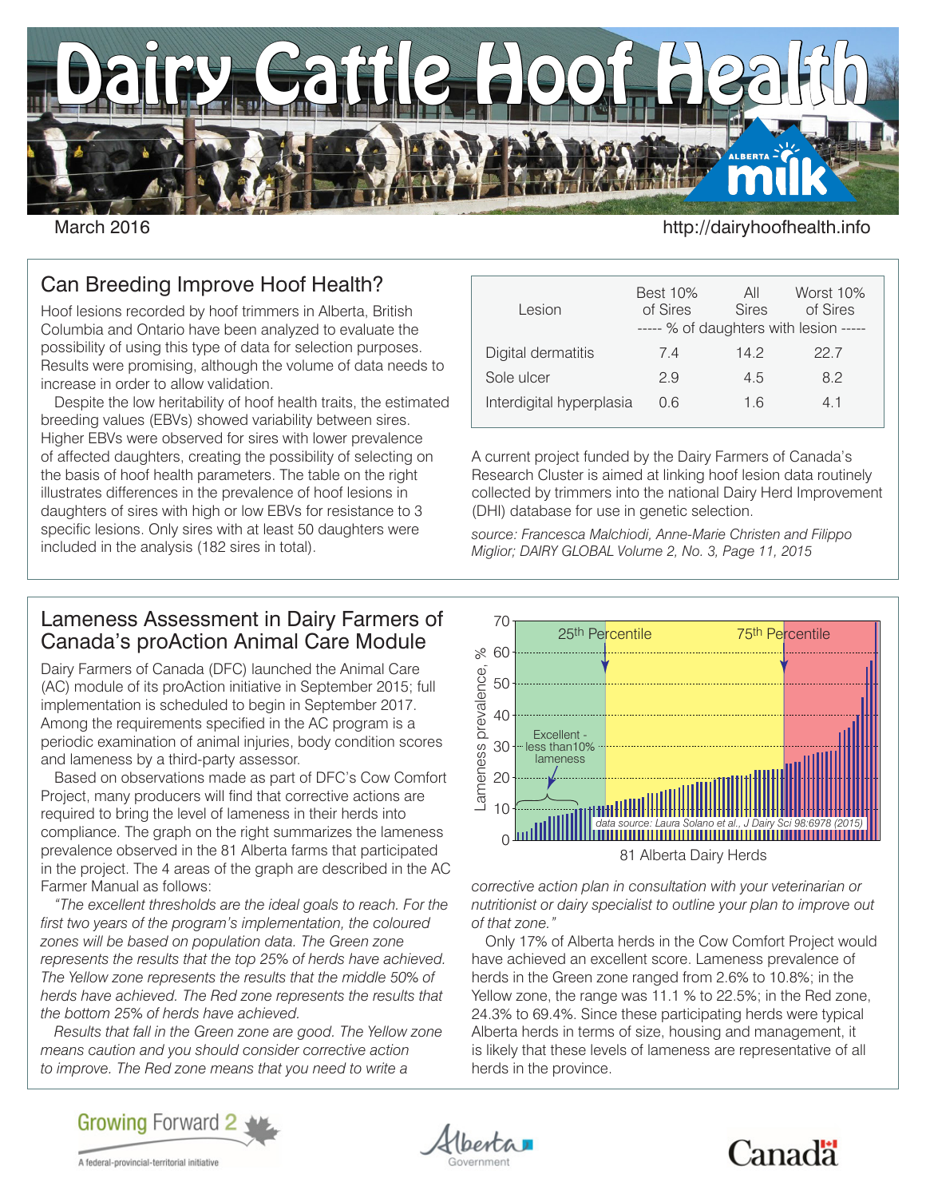# Dairy Cattle Hoof Health

March 2016

http://dairyhoofhealth.info

## Can Breeding Improve Hoof Health?

Hoof lesions recorded by hoof trimmers in Alberta, British Columbia and Ontario have been analyzed to evaluate the possibility of using this type of data for selection purposes. Results were promising, although the volume of data needs to increase in order to allow validation.

Despite the low heritability of hoof health traits, the estimated breeding values (EBVs) showed variability between sires. Higher EBVs were observed for sires with lower prevalence of affected daughters, creating the possibility of selecting on the basis of hoof health parameters. The table on the right illustrates differences in the prevalence of hoof lesions in daughters of sires with high or low EBVs for resistance to 3 specific lesions. Only sires with at least 50 daughters were included in the analysis (182 sires in total).

| Lesion | Best 10% of Sires | All Sires | Worst 10% of Sires |
|---|---|---|---|
| | ----- % of daughters with lesion ----- | | |
| Digital dermatitis | 7.4 | 14.2 | 22.7 |
| Sole ulcer | 2.9 | 4.5 | 8.2 |
| Interdigital hyperplasia | 0.6 | 1.6 | 4.1 |

A current project funded by the Dairy Farmers of Canada's Research Cluster is aimed at linking hoof lesion data routinely collected by trimmers into the national Dairy Herd Improvement (DHI) database for use in genetic selection.

*source: Francesca Malchiodi, Anne-Marie Christen and Filippo Miglior; DAIRY GLOBAL Volume 2, No. 3, Page 11, 2015*

## Lameness Assessment in Dairy Farmers of Canada's proAction Animal Care Module

Dairy Farmers of Canada (DFC) launched the Animal Care (AC) module of its proAction initiative in September 2015; full implementation is scheduled to begin in September 2017. Among the requirements specified in the AC program is a periodic examination of animal injuries, body condition scores and lameness by a third-party assessor.

Based on observations made as part of DFC's Cow Comfort Project, many producers will find that corrective actions are required to bring the level of lameness in their herds into compliance. The graph on the right summarizes the lameness prevalence observed in the 81 Alberta farms that participated in the project. The 4 areas of the graph are described in the AC Farmer Manual as follows:

*"The excellent thresholds are the ideal goals to reach. For the first two years of the program's implementation, the coloured zones will be based on population data. The Green zone represents the results that the top 25% of herds have achieved. The Yellow zone represents the results that the middle 50% of herds have achieved. The Red zone represents the results that the bottom 25% of herds have achieved.*

*Results that fall in the Green zone are good. The Yellow zone means caution and you should consider corrective action to improve. The Red zone means that you need to write a corrective action plan in consultation with your veterinarian or nutritionist or dairy specialist to outline your plan to improve out of that zone."*

Only 17% of Alberta herds in the Cow Comfort Project would have achieved an excellent score. Lameness prevalence of herds in the Green zone ranged from 2.6% to 10.8%; in the Yellow zone, the range was 11.1 % to 22.5%; in the Red zone, 24.3% to 69.4%. Since these participating herds were typical Alberta herds in terms of size, housing and management, it is likely that these levels of lameness are representative of all herds in the province.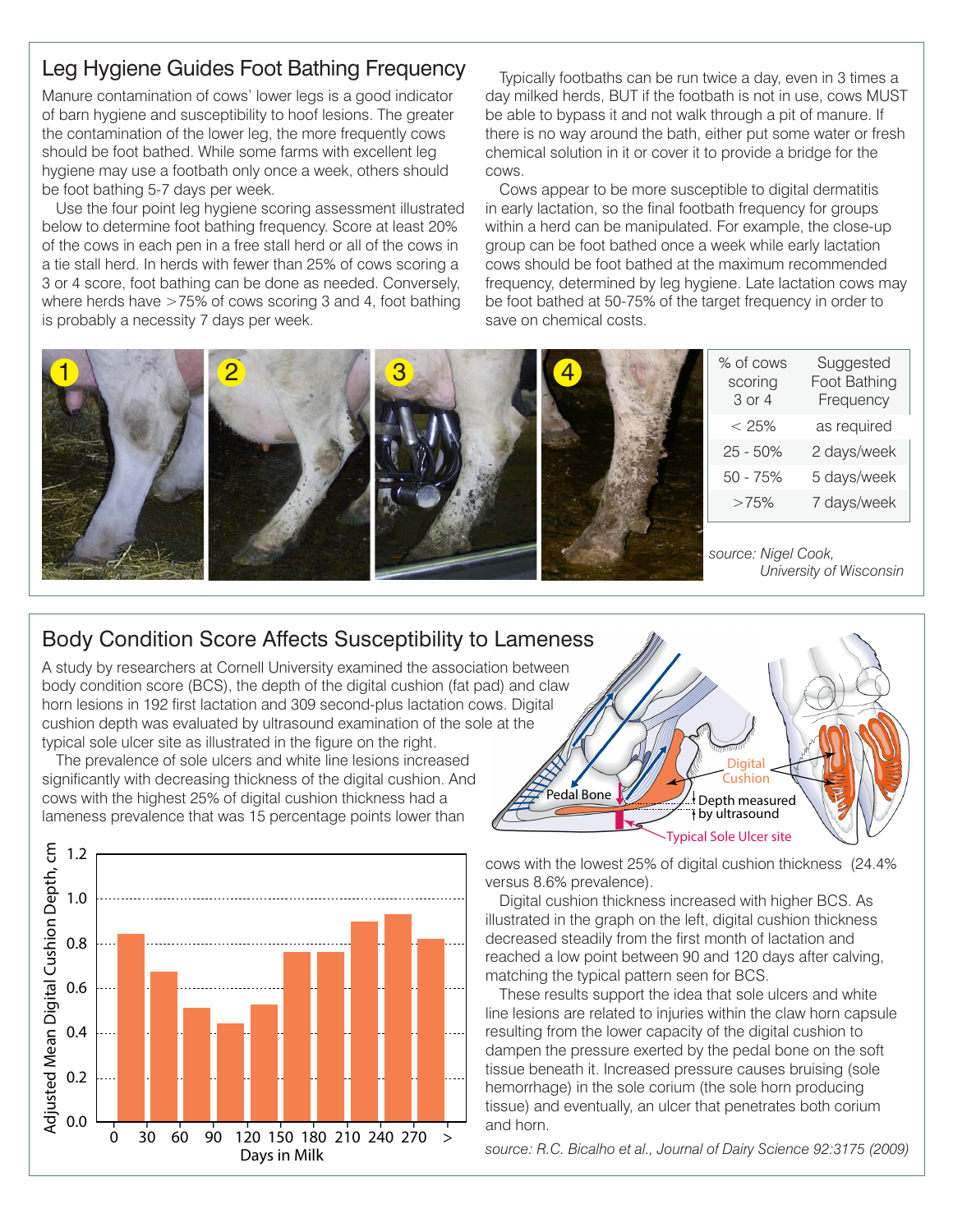## Leg Hygiene Guides Foot Bathing Frequency

Manure contamination of cows' lower legs is a good indicator of barn hygiene and susceptibility to hoof lesions. The greater the contamination of the lower leg, the more frequently cows should be foot bathed. While some farms with excellent leg hygiene may use a footbath only once a week, others should be foot bathing 5-7 days per week.

Use the four point leg hygiene scoring assessment illustrated below to determine foot bathing frequency. Score at least 20% of the cows in each pen in a free stall herd or all of the cows in a tie stall herd. In herds with fewer than 25% of cows scoring a 3 or 4 score, foot bathing can be done as needed. Conversely, where herds have >75% of cows scoring 3 and 4, foot bathing is probably a necessity 7 days per week.

Typically footbaths can be run twice a day, even in 3 times a day milked herds, BUT if the footbath is not in use, cows MUST be able to bypass it and not walk through a pit of manure. If there is no way around the bath, either put some water or fresh chemical solution in it or cover it to provide a bridge for the cows.

Cows appear to be more susceptible to digital dermatitis in early lactation, so the final footbath frequency for groups within a herd can be manipulated. For example, the close-up group can be foot bathed once a week while early lactation cows should be foot bathed at the maximum recommended frequency, determined by leg hygiene. Late lactation cows may be foot bathed at 50-75% of the target frequency in order to save on chemical costs.

1 2 3 4

| % of cows scoring 3 or 4 | Suggested Foot Bathing Frequency |
|---|---|
| < 25% | as required |
| 25 - 50% | 2 days/week |
| 50 - 75% | 5 days/week |
| >75% | 7 days/week |

*source: Nigel Cook, University of Wisconsin*

## Body Condition Score Affects Susceptibility to Lameness

A study by researchers at Cornell University examined the association between body condition score (BCS), the depth of the digital cushion (fat pad) and claw horn lesions in 192 first lactation and 309 second-plus lactation cows. Digital cushion depth was evaluated by ultrasound examination of the sole at the typical sole ulcer site as illustrated in the figure on the right.

The prevalence of sole ulcers and white line lesions increased significantly with decreasing thickness of the digital cushion. And cows with the highest 25% of digital cushion thickness had a lameness prevalence that was 15 percentage points lower than cows with the lowest 25% of digital cushion thickness (24.4% versus 8.6% prevalence).

Pedal Bone
Digital Cushion
Depth measured by ultrasound
Typical Sole Ulcer site

Digital cushion thickness increased with higher BCS. As illustrated in the graph on the left, digital cushion thickness decreased steadily from the first month of lactation and reached a low point between 90 and 120 days after calving, matching the typical pattern seen for BCS.

These results support the idea that sole ulcers and white line lesions are related to injuries within the claw horn capsule resulting from the lower capacity of the digital cushion to dampen the pressure exerted by the pedal bone on the soft tissue beneath it. Increased pressure causes bruising (sole hemorrhage) in the sole corium (the sole horn producing tissue) and eventually, an ulcer that penetrates both corium and horn.

Adjusted Mean Digital Cushion Depth, cm
1.2
1.0
0.8
0.6
0.4
0.2
0.0
0 30 60 90 120 150 180 210 240 270 >
Days in Milk

*source: R.C. Bicalho et al., Journal of Dairy Science 92:3175 (2009)*